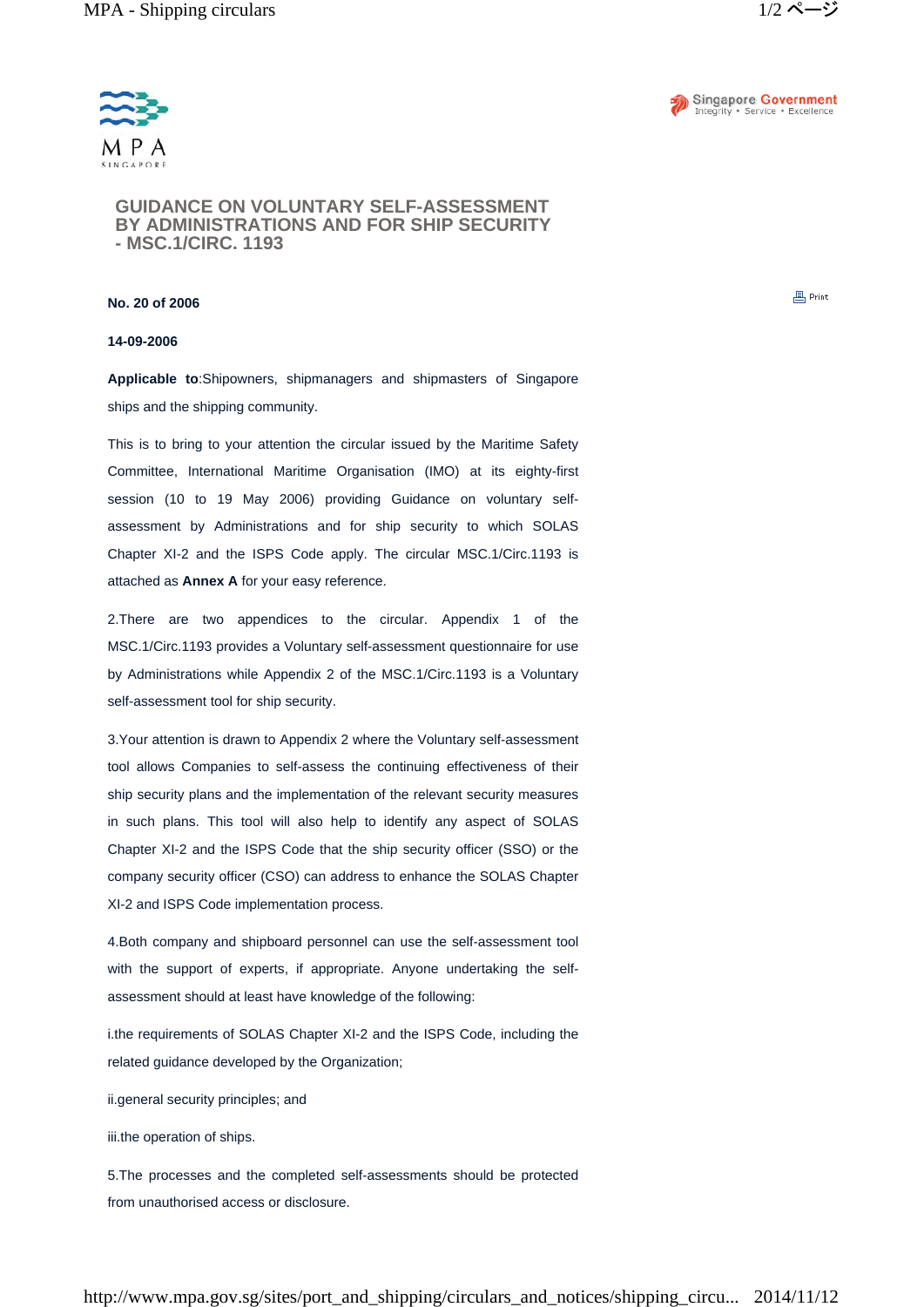# GUIDANCE ON VOLUNTARY SELF-ASSESSMENT BY ADMINISTRATIONS AND FOR SHIP SECURITY - MSC.1/CIRC. 1193

**No. 20 of 2006**

**14-09-2006**

**Applicable to**:Shipowners, shipmanagers and shipmasters of Singapore ships and the shipping community.

This is to bring to your attention the circular issued by the Maritime Safety Committee, International Maritime Organisation (IMO) at its eighty-first session (10 to 19 May 2006) providing Guidance on voluntary self-assessment by Administrations and for ship security to which SOLAS Chapter XI-2 and the ISPS Code apply. The circular MSC.1/Circ.1193 is attached as **Annex A** for your easy reference.

2.There are two appendices to the circular. Appendix 1 of the MSC.1/Circ.1193 provides a Voluntary self-assessment questionnaire for use by Administrations while Appendix 2 of the MSC.1/Circ.1193 is a Voluntary self-assessment tool for ship security.

3.Your attention is drawn to Appendix 2 where the Voluntary self-assessment tool allows Companies to self-assess the continuing effectiveness of their ship security plans and the implementation of the relevant security measures in such plans. This tool will also help to identify any aspect of SOLAS Chapter XI-2 and the ISPS Code that the ship security officer (SSO) or the company security officer (CSO) can address to enhance the SOLAS Chapter XI-2 and ISPS Code implementation process.

4.Both company and shipboard personnel can use the self-assessment tool with the support of experts, if appropriate. Anyone undertaking the self-assessment should at least have knowledge of the following:

i.the requirements of SOLAS Chapter XI-2 and the ISPS Code, including the related guidance developed by the Organization;

ii.general security principles; and

iii.the operation of ships.

5.The processes and the completed self-assessments should be protected from unauthorised access or disclosure.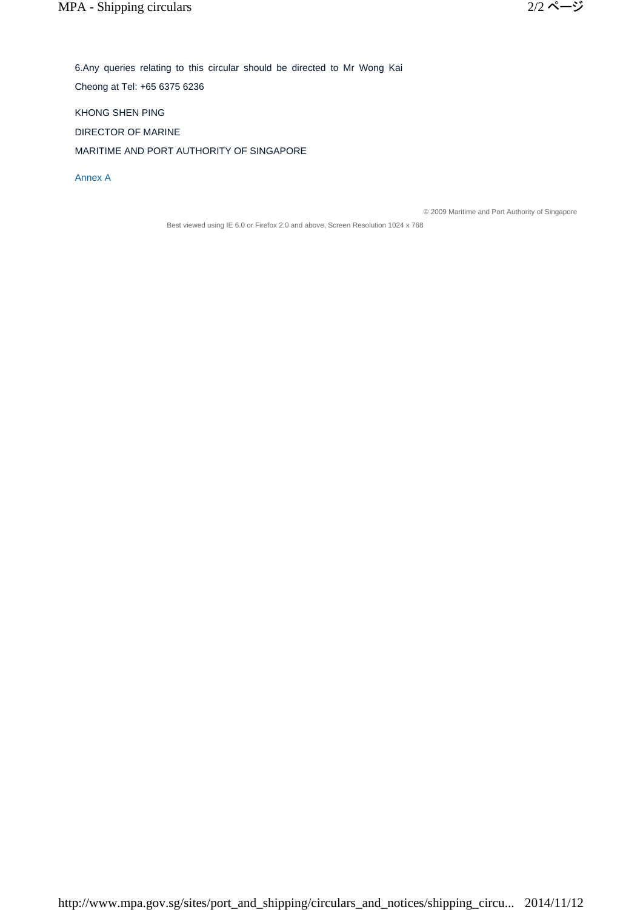6.Any queries relating to this circular should be directed to Mr Wong Kai Cheong at Tel: +65 6375 6236

KHONG SHEN PING

DIRECTOR OF MARINE

MARITIME AND PORT AUTHORITY OF SINGAPORE

Annex A

© 2009 Maritime and Port Authority of Singapore

Best viewed using IE 6.0 or Firefox 2.0 and above, Screen Resolution 1024 x 768